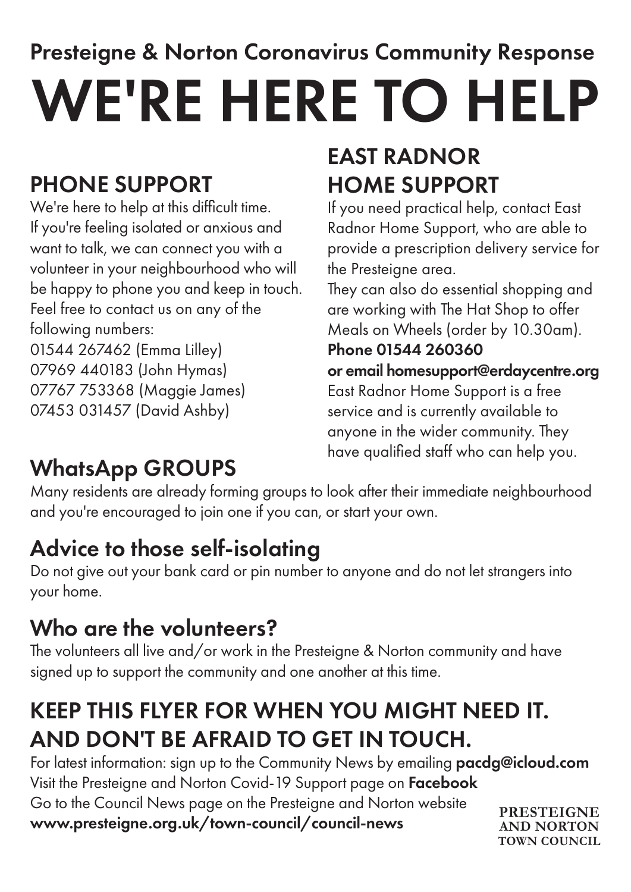## Presteigne & Norton Coronavirus Community Response

# WE'RE HERE TO HELP

## PHONE SUPPORT

We're here to help at this difficult time. If you're feeling isolated or anxious and want to talk, we can connect you with a volunteer in your neighbourhood who will be happy to phone you and keep in touch. Feel free to contact us on any of the following numbers:

01544 267462 (Emma Lilley)
07969 440183 (John Hymas)
07767 753368 (Maggie James)
07453 031457 (David Ashby)

## EAST RADNOR HOME SUPPORT

If you need practical help, contact East Radnor Home Support, who are able to provide a prescription delivery service for the Presteigne area.

They can also do essential shopping and are working with The Hat Shop to offer Meals on Wheels (order by 10.30am).

**Phone 01544 260360**
**or email homesupport@erdaycentre.org**

East Radnor Home Support is a free service and is currently available to anyone in the wider community. They have qualified staff who can help you.

## WhatsApp GROUPS

Many residents are already forming groups to look after their immediate neighbourhood and you're encouraged to join one if you can, or start your own.

## Advice to those self-isolating

Do not give out your bank card or pin number to anyone and do not let strangers into your home.

## Who are the volunteers?

The volunteers all live and/or work in the Presteigne & Norton community and have signed up to support the community and one another at this time.

## KEEP THIS FLYER FOR WHEN YOU MIGHT NEED IT. AND DON'T BE AFRAID TO GET IN TOUCH.

For latest information: sign up to the Community News by emailing **pacdg@icloud.com**
Visit the Presteigne and Norton Covid-19 Support page on **Facebook**
Go to the Council News page on the Presteigne and Norton website
**www.presteigne.org.uk/town-council/council-news**

PRESTEIGNE AND NORTON TOWN COUNCIL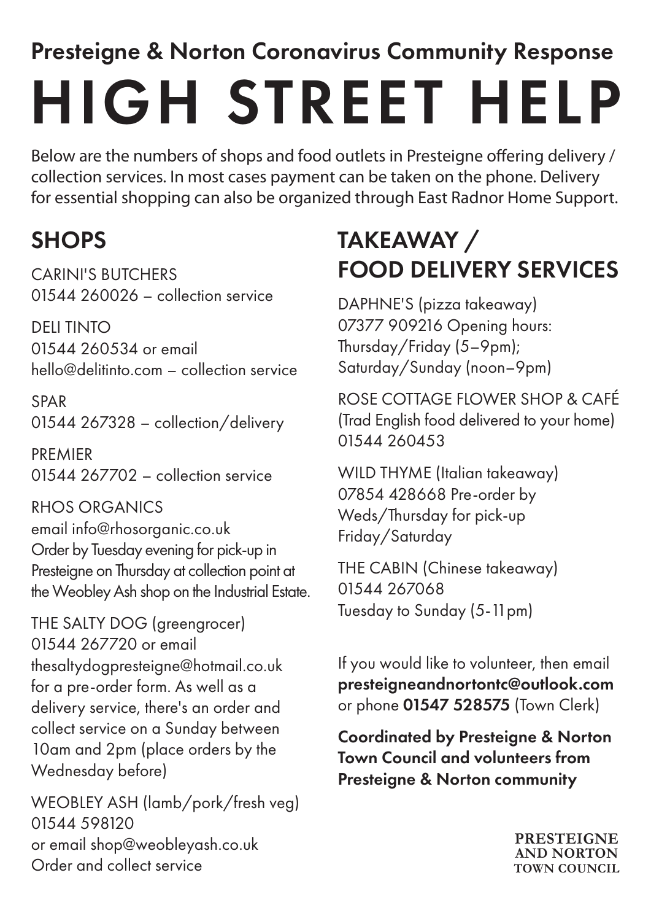## Presteigne & Norton Coronavirus Community Response

# HIGH STREET HELP

Below are the numbers of shops and food outlets in Presteigne offering delivery / collection services. In most cases payment can be taken on the phone. Delivery for essential shopping can also be organized through East Radnor Home Support.

## SHOPS

CARINI'S BUTCHERS
01544 260026 – collection service

DELI TINTO
01544 260534 or email
hello@delitinto.com – collection service

SPAR
01544 267328 – collection/delivery

PREMIER
01544 267702 – collection service

RHOS ORGANICS
email info@rhosorganic.co.uk
Order by Tuesday evening for pick-up in Presteigne on Thursday at collection point at the Weobley Ash shop on the Industrial Estate.

THE SALTY DOG (greengrocer)
01544 267720 or email
thesaltydogpresteigne@hotmail.co.uk for a pre-order form. As well as a delivery service, there's an order and collect service on a Sunday between 10am and 2pm (place orders by the Wednesday before)

WEOBLEY ASH (lamb/pork/fresh veg)
01544 598120
or email shop@weobleyash.co.uk
Order and collect service

## TAKEAWAY / FOOD DELIVERY SERVICES

DAPHNE'S (pizza takeaway)
07377 909216 Opening hours: Thursday/Friday (5–9pm); Saturday/Sunday (noon–9pm)

ROSE COTTAGE FLOWER SHOP & CAFÉ
(Trad English food delivered to your home)
01544 260453

WILD THYME (Italian takeaway)
07854 428668 Pre-order by Weds/Thursday for pick-up Friday/Saturday

THE CABIN (Chinese takeaway)
01544 267068
Tuesday to Sunday (5-11pm)

If you would like to volunteer, then email **presteigneandnortontc@outlook.com** or phone **01547 528575** (Town Clerk)

**Coordinated by Presteigne & Norton Town Council and volunteers from Presteigne & Norton community**

PRESTEIGNE
AND NORTON
TOWN COUNCIL